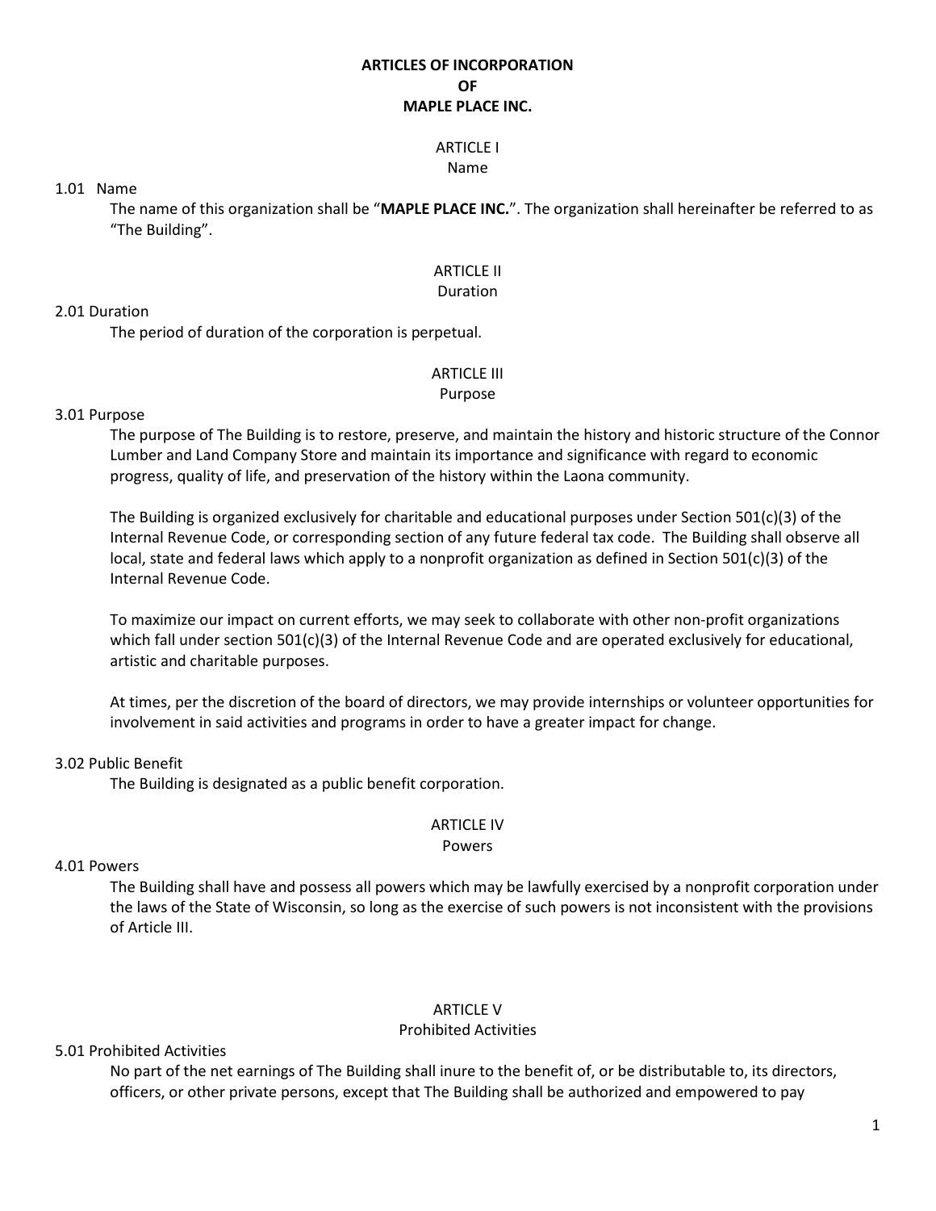# ARTICLES OF INCORPORATION
# OF
# MAPLE PLACE INC.

## ARTICLE I
## Name

1.01 Name

The name of this organization shall be "**MAPLE PLACE INC.**". The organization shall hereinafter be referred to as "The Building".

## ARTICLE II
## Duration

2.01 Duration

The period of duration of the corporation is perpetual.

## ARTICLE III
## Purpose

3.01 Purpose

The purpose of The Building is to restore, preserve, and maintain the history and historic structure of the Connor Lumber and Land Company Store and maintain its importance and significance with regard to economic progress, quality of life, and preservation of the history within the Laona community.

The Building is organized exclusively for charitable and educational purposes under Section 501(c)(3) of the Internal Revenue Code, or corresponding section of any future federal tax code. The Building shall observe all local, state and federal laws which apply to a nonprofit organization as defined in Section 501(c)(3) of the Internal Revenue Code.

To maximize our impact on current efforts, we may seek to collaborate with other non-profit organizations which fall under section 501(c)(3) of the Internal Revenue Code and are operated exclusively for educational, artistic and charitable purposes.

At times, per the discretion of the board of directors, we may provide internships or volunteer opportunities for involvement in said activities and programs in order to have a greater impact for change.

3.02 Public Benefit

The Building is designated as a public benefit corporation.

## ARTICLE IV
## Powers

4.01 Powers

The Building shall have and possess all powers which may be lawfully exercised by a nonprofit corporation under the laws of the State of Wisconsin, so long as the exercise of such powers is not inconsistent with the provisions of Article III.

## ARTICLE V
## Prohibited Activities

5.01 Prohibited Activities

No part of the net earnings of The Building shall inure to the benefit of, or be distributable to, its directors, officers, or other private persons, except that The Building shall be authorized and empowered to pay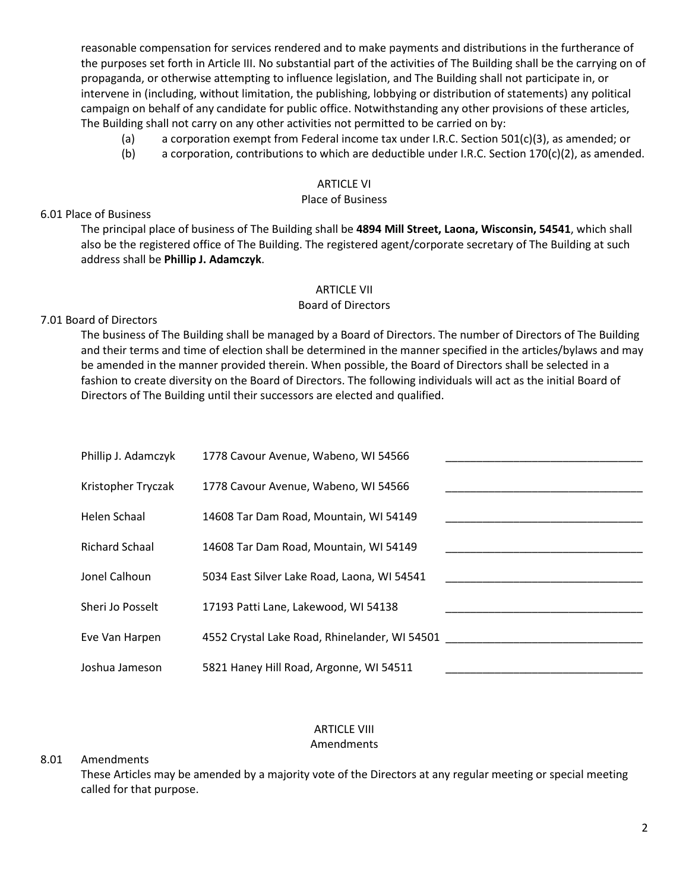reasonable compensation for services rendered and to make payments and distributions in the furtherance of the purposes set forth in Article III. No substantial part of the activities of The Building shall be the carrying on of propaganda, or otherwise attempting to influence legislation, and The Building shall not participate in, or intervene in (including, without limitation, the publishing, lobbying or distribution of statements) any political campaign on behalf of any candidate for public office. Notwithstanding any other provisions of these articles, The Building shall not carry on any other activities not permitted to be carried on by:

(a) a corporation exempt from Federal income tax under I.R.C. Section 501(c)(3), as amended; or

(b) a corporation, contributions to which are deductible under I.R.C. Section 170(c)(2), as amended.

## ARTICLE VI
### Place of Business

6.01 Place of Business

The principal place of business of The Building shall be **4894 Mill Street, Laona, Wisconsin, 54541**, which shall also be the registered office of The Building. The registered agent/corporate secretary of The Building at such address shall be **Phillip J. Adamczyk**.

## ARTICLE VII
### Board of Directors

7.01 Board of Directors

The business of The Building shall be managed by a Board of Directors. The number of Directors of The Building and their terms and time of election shall be determined in the manner specified in the articles/bylaws and may be amended in the manner provided therein. When possible, the Board of Directors shall be selected in a fashion to create diversity on the Board of Directors. The following individuals will act as the initial Board of Directors of The Building until their successors are elected and qualified.

| Name | Address | Signature |
|---|---|---|
| Phillip J. Adamczyk | 1778 Cavour Avenue, Wabeno, WI 54566 | ________________________________ |
| Kristopher Tryczak | 1778 Cavour Avenue, Wabeno, WI 54566 | ________________________________ |
| Helen Schaal | 14608 Tar Dam Road, Mountain, WI 54149 | ________________________________ |
| Richard Schaal | 14608 Tar Dam Road, Mountain, WI 54149 | ________________________________ |
| Jonel Calhoun | 5034 East Silver Lake Road, Laona, WI 54541 | ________________________________ |
| Sheri Jo Posselt | 17193 Patti Lane, Lakewood, WI 54138 | ________________________________ |
| Eve Van Harpen | 4552 Crystal Lake Road, Rhinelander, WI 54501 | ________________________________ |
| Joshua Jameson | 5821 Haney Hill Road, Argonne, WI 54511 | ________________________________ |

## ARTICLE VIII
### Amendments

8.01 Amendments

These Articles may be amended by a majority vote of the Directors at any regular meeting or special meeting called for that purpose.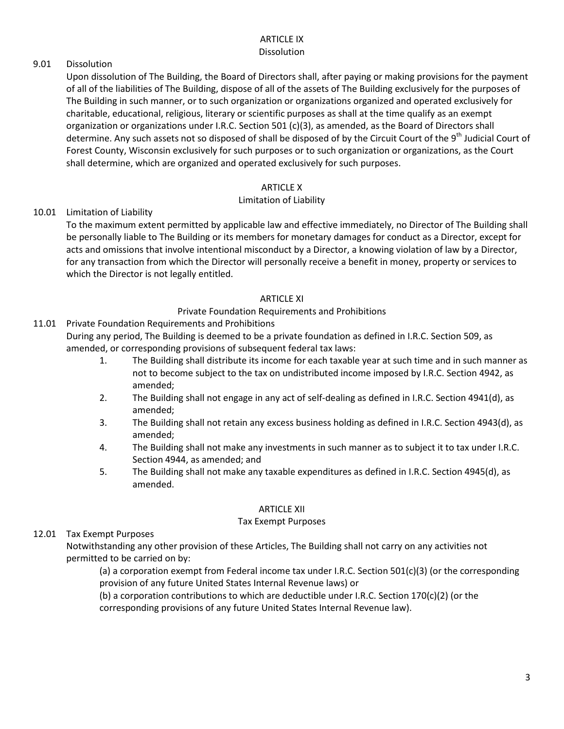## ARTICLE IX
### Dissolution

9.01 Dissolution

Upon dissolution of The Building, the Board of Directors shall, after paying or making provisions for the payment of all of the liabilities of The Building, dispose of all of the assets of The Building exclusively for the purposes of The Building in such manner, or to such organization or organizations organized and operated exclusively for charitable, educational, religious, literary or scientific purposes as shall at the time qualify as an exempt organization or organizations under I.R.C. Section 501 (c)(3), as amended, as the Board of Directors shall determine. Any such assets not so disposed of shall be disposed of by the Circuit Court of the 9th Judicial Court of Forest County, Wisconsin exclusively for such purposes or to such organization or organizations, as the Court shall determine, which are organized and operated exclusively for such purposes.

## ARTICLE X
### Limitation of Liability

10.01 Limitation of Liability

To the maximum extent permitted by applicable law and effective immediately, no Director of The Building shall be personally liable to The Building or its members for monetary damages for conduct as a Director, except for acts and omissions that involve intentional misconduct by a Director, a knowing violation of law by a Director, for any transaction from which the Director will personally receive a benefit in money, property or services to which the Director is not legally entitled.

## ARTICLE XI
### Private Foundation Requirements and Prohibitions

11.01 Private Foundation Requirements and Prohibitions

During any period, The Building is deemed to be a private foundation as defined in I.R.C. Section 509, as amended, or corresponding provisions of subsequent federal tax laws:

1. The Building shall distribute its income for each taxable year at such time and in such manner as not to become subject to the tax on undistributed income imposed by I.R.C. Section 4942, as amended;
2. The Building shall not engage in any act of self-dealing as defined in I.R.C. Section 4941(d), as amended;
3. The Building shall not retain any excess business holding as defined in I.R.C. Section 4943(d), as amended;
4. The Building shall not make any investments in such manner as to subject it to tax under I.R.C. Section 4944, as amended; and
5. The Building shall not make any taxable expenditures as defined in I.R.C. Section 4945(d), as amended.

## ARTICLE XII
### Tax Exempt Purposes

12.01 Tax Exempt Purposes

Notwithstanding any other provision of these Articles, The Building shall not carry on any activities not permitted to be carried on by:

(a) a corporation exempt from Federal income tax under I.R.C. Section 501(c)(3) (or the corresponding provision of any future United States Internal Revenue laws) or

(b) a corporation contributions to which are deductible under I.R.C. Section 170(c)(2) (or the corresponding provisions of any future United States Internal Revenue law).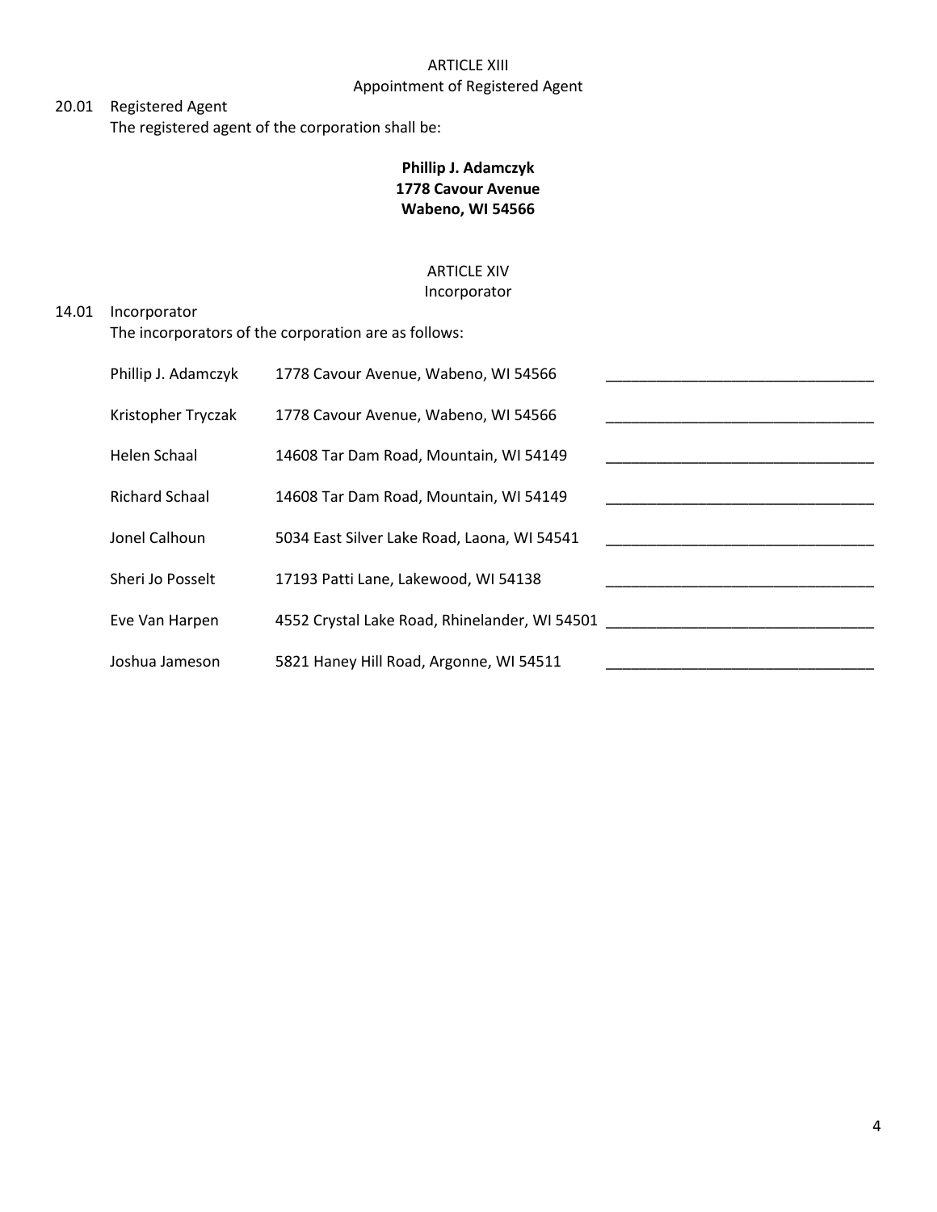ARTICLE XIII

Appointment of Registered Agent

20.01 Registered Agent

The registered agent of the corporation shall be:

**Phillip J. Adamczyk**
**1778 Cavour Avenue**
**Wabeno, WI 54566**

ARTICLE XIV

Incorporator

14.01 Incorporator

The incorporators of the corporation are as follows:

| | | |
|---|---|---|
| Phillip J. Adamczyk | 1778 Cavour Avenue, Wabeno, WI 54566 | ________________________________ |
| Kristopher Tryczak | 1778 Cavour Avenue, Wabeno, WI 54566 | ________________________________ |
| Helen Schaal | 14608 Tar Dam Road, Mountain, WI 54149 | ________________________________ |
| Richard Schaal | 14608 Tar Dam Road, Mountain, WI 54149 | ________________________________ |
| Jonel Calhoun | 5034 East Silver Lake Road, Laona, WI 54541 | ________________________________ |
| Sheri Jo Posselt | 17193 Patti Lane, Lakewood, WI 54138 | ________________________________ |
| Eve Van Harpen | 4552 Crystal Lake Road, Rhinelander, WI 54501 | ________________________________ |
| Joshua Jameson | 5821 Haney Hill Road, Argonne, WI 54511 | ________________________________ |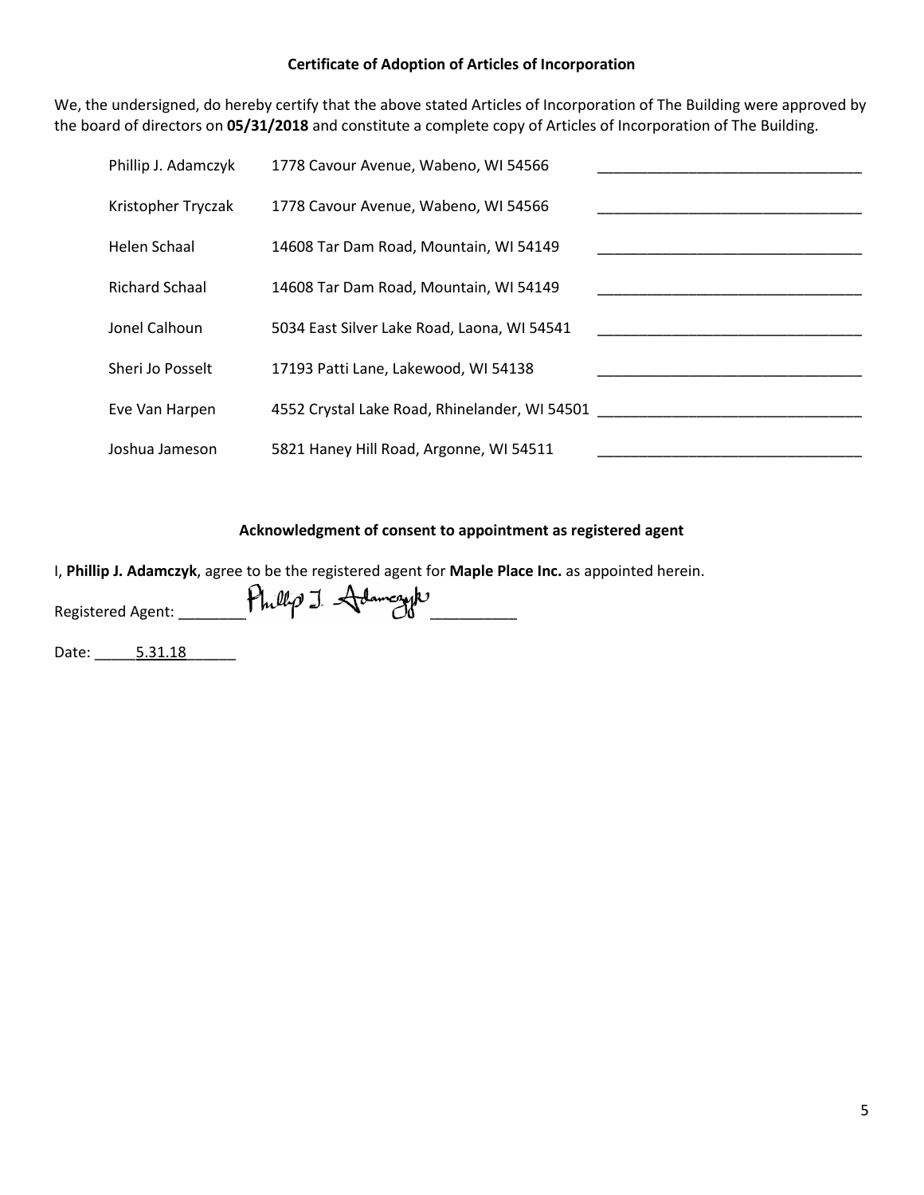**Certificate of Adoption of Articles of Incorporation**

We, the undersigned, do hereby certify that the above stated Articles of Incorporation of The Building were approved by the board of directors on **05/31/2018** and constitute a complete copy of Articles of Incorporation of The Building.

| | | |
|---|---|---|
| Phillip J. Adamczyk | 1778 Cavour Avenue, Wabeno, WI 54566 | ________________________________ |
| Kristopher Tryczak | 1778 Cavour Avenue, Wabeno, WI 54566 | ________________________________ |
| Helen Schaal | 14608 Tar Dam Road, Mountain, WI 54149 | ________________________________ |
| Richard Schaal | 14608 Tar Dam Road, Mountain, WI 54149 | ________________________________ |
| Jonel Calhoun | 5034 East Silver Lake Road, Laona, WI 54541 | ________________________________ |
| Sheri Jo Posselt | 17193 Patti Lane, Lakewood, WI 54138 | ________________________________ |
| Eve Van Harpen | 4552 Crystal Lake Road, Rhinelander, WI 54501 | ________________________________ |
| Joshua Jameson | 5821 Haney Hill Road, Argonne, WI 54511 | ________________________________ |

**Acknowledgment of consent to appointment as registered agent**

I, **Phillip J. Adamczyk**, agree to be the registered agent for **Maple Place Inc.** as appointed herein.

Registered Agent: ________Phillip J. Adamczyk__________

Date: _____5.31.18______